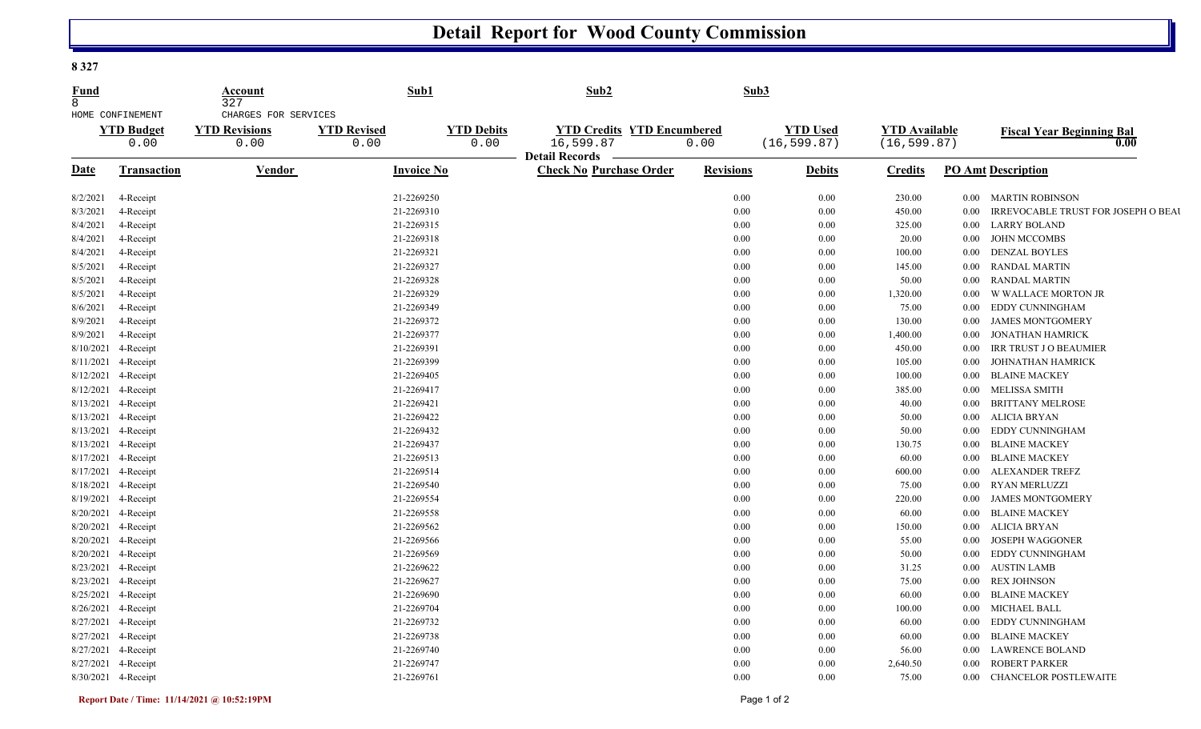# Detail Report for Wood County Commission

**8 327**

| Fund | Account | Sub1 | Sub2 | Sub3 |
|---|---|---|---|---|
| 8 | 327 | | | |
| HOME CONFINEMENT | CHARGES FOR SERVICES | | | |

| YTD Budget | YTD Revisions | YTD Revised | YTD Debits | YTD Credits | YTD Encumbered | YTD Used | YTD Available | Fiscal Year Beginning Bal |
|---|---|---|---|---|---|---|---|---|
| 0.00 | 0.00 | 0.00 | 0.00 | 16,599.87 | 0.00 | (16,599.87) | (16,599.87) | 0.00 |

**Detail Records**

| Date | Transaction | Vendor | Invoice No | Check No | Purchase Order | Revisions | Debits | Credits | PO Amt | Description |
|---|---|---|---|---|---|---|---|---|---|---|
| 8/2/2021 | 4-Receipt | | 21-2269250 | | | 0.00 | 0.00 | 230.00 | 0.00 | MARTIN ROBINSON |
| 8/3/2021 | 4-Receipt | | 21-2269310 | | | 0.00 | 0.00 | 450.00 | 0.00 | IRREVOCABLE TRUST FOR JOSEPH O BEAU |
| 8/4/2021 | 4-Receipt | | 21-2269315 | | | 0.00 | 0.00 | 325.00 | 0.00 | LARRY BOLAND |
| 8/4/2021 | 4-Receipt | | 21-2269318 | | | 0.00 | 0.00 | 20.00 | 0.00 | JOHN MCCOMBS |
| 8/4/2021 | 4-Receipt | | 21-2269321 | | | 0.00 | 0.00 | 100.00 | 0.00 | DENZAL BOYLES |
| 8/5/2021 | 4-Receipt | | 21-2269327 | | | 0.00 | 0.00 | 145.00 | 0.00 | RANDAL MARTIN |
| 8/5/2021 | 4-Receipt | | 21-2269328 | | | 0.00 | 0.00 | 50.00 | 0.00 | RANDAL MARTIN |
| 8/5/2021 | 4-Receipt | | 21-2269329 | | | 0.00 | 0.00 | 1,320.00 | 0.00 | W WALLACE MORTON JR |
| 8/6/2021 | 4-Receipt | | 21-2269349 | | | 0.00 | 0.00 | 75.00 | 0.00 | EDDY CUNNINGHAM |
| 8/9/2021 | 4-Receipt | | 21-2269372 | | | 0.00 | 0.00 | 130.00 | 0.00 | JAMES MONTGOMERY |
| 8/9/2021 | 4-Receipt | | 21-2269377 | | | 0.00 | 0.00 | 1,400.00 | 0.00 | JONATHAN HAMRICK |
| 8/10/2021 | 4-Receipt | | 21-2269391 | | | 0.00 | 0.00 | 450.00 | 0.00 | IRR TRUST J O BEAUMIER |
| 8/11/2021 | 4-Receipt | | 21-2269399 | | | 0.00 | 0.00 | 105.00 | 0.00 | JOHNATHAN HAMRICK |
| 8/12/2021 | 4-Receipt | | 21-2269405 | | | 0.00 | 0.00 | 100.00 | 0.00 | BLAINE MACKEY |
| 8/12/2021 | 4-Receipt | | 21-2269417 | | | 0.00 | 0.00 | 385.00 | 0.00 | MELISSA SMITH |
| 8/13/2021 | 4-Receipt | | 21-2269421 | | | 0.00 | 0.00 | 40.00 | 0.00 | BRITTANY MELROSE |
| 8/13/2021 | 4-Receipt | | 21-2269422 | | | 0.00 | 0.00 | 50.00 | 0.00 | ALICIA BRYAN |
| 8/13/2021 | 4-Receipt | | 21-2269432 | | | 0.00 | 0.00 | 50.00 | 0.00 | EDDY CUNNINGHAM |
| 8/13/2021 | 4-Receipt | | 21-2269437 | | | 0.00 | 0.00 | 130.75 | 0.00 | BLAINE MACKEY |
| 8/17/2021 | 4-Receipt | | 21-2269513 | | | 0.00 | 0.00 | 60.00 | 0.00 | BLAINE MACKEY |
| 8/17/2021 | 4-Receipt | | 21-2269514 | | | 0.00 | 0.00 | 600.00 | 0.00 | ALEXANDER TREFZ |
| 8/18/2021 | 4-Receipt | | 21-2269540 | | | 0.00 | 0.00 | 75.00 | 0.00 | RYAN MERLUZZI |
| 8/19/2021 | 4-Receipt | | 21-2269554 | | | 0.00 | 0.00 | 220.00 | 0.00 | JAMES MONTGOMERY |
| 8/20/2021 | 4-Receipt | | 21-2269558 | | | 0.00 | 0.00 | 60.00 | 0.00 | BLAINE MACKEY |
| 8/20/2021 | 4-Receipt | | 21-2269562 | | | 0.00 | 0.00 | 150.00 | 0.00 | ALICIA BRYAN |
| 8/20/2021 | 4-Receipt | | 21-2269566 | | | 0.00 | 0.00 | 55.00 | 0.00 | JOSEPH WAGGONER |
| 8/20/2021 | 4-Receipt | | 21-2269569 | | | 0.00 | 0.00 | 50.00 | 0.00 | EDDY CUNNINGHAM |
| 8/23/2021 | 4-Receipt | | 21-2269622 | | | 0.00 | 0.00 | 31.25 | 0.00 | AUSTIN LAMB |
| 8/23/2021 | 4-Receipt | | 21-2269627 | | | 0.00 | 0.00 | 75.00 | 0.00 | REX JOHNSON |
| 8/25/2021 | 4-Receipt | | 21-2269690 | | | 0.00 | 0.00 | 60.00 | 0.00 | BLAINE MACKEY |
| 8/26/2021 | 4-Receipt | | 21-2269704 | | | 0.00 | 0.00 | 100.00 | 0.00 | MICHAEL BALL |
| 8/27/2021 | 4-Receipt | | 21-2269732 | | | 0.00 | 0.00 | 60.00 | 0.00 | EDDY CUNNINGHAM |
| 8/27/2021 | 4-Receipt | | 21-2269738 | | | 0.00 | 0.00 | 60.00 | 0.00 | BLAINE MACKEY |
| 8/27/2021 | 4-Receipt | | 21-2269740 | | | 0.00 | 0.00 | 56.00 | 0.00 | LAWRENCE BOLAND |
| 8/27/2021 | 4-Receipt | | 21-2269747 | | | 0.00 | 0.00 | 2,640.50 | 0.00 | ROBERT PARKER |
| 8/30/2021 | 4-Receipt | | 21-2269761 | | | 0.00 | 0.00 | 75.00 | 0.00 | CHANCELOR POSTLEWAITE |

**Report Date / Time: 11/14/2021 @ 10:52:19PM**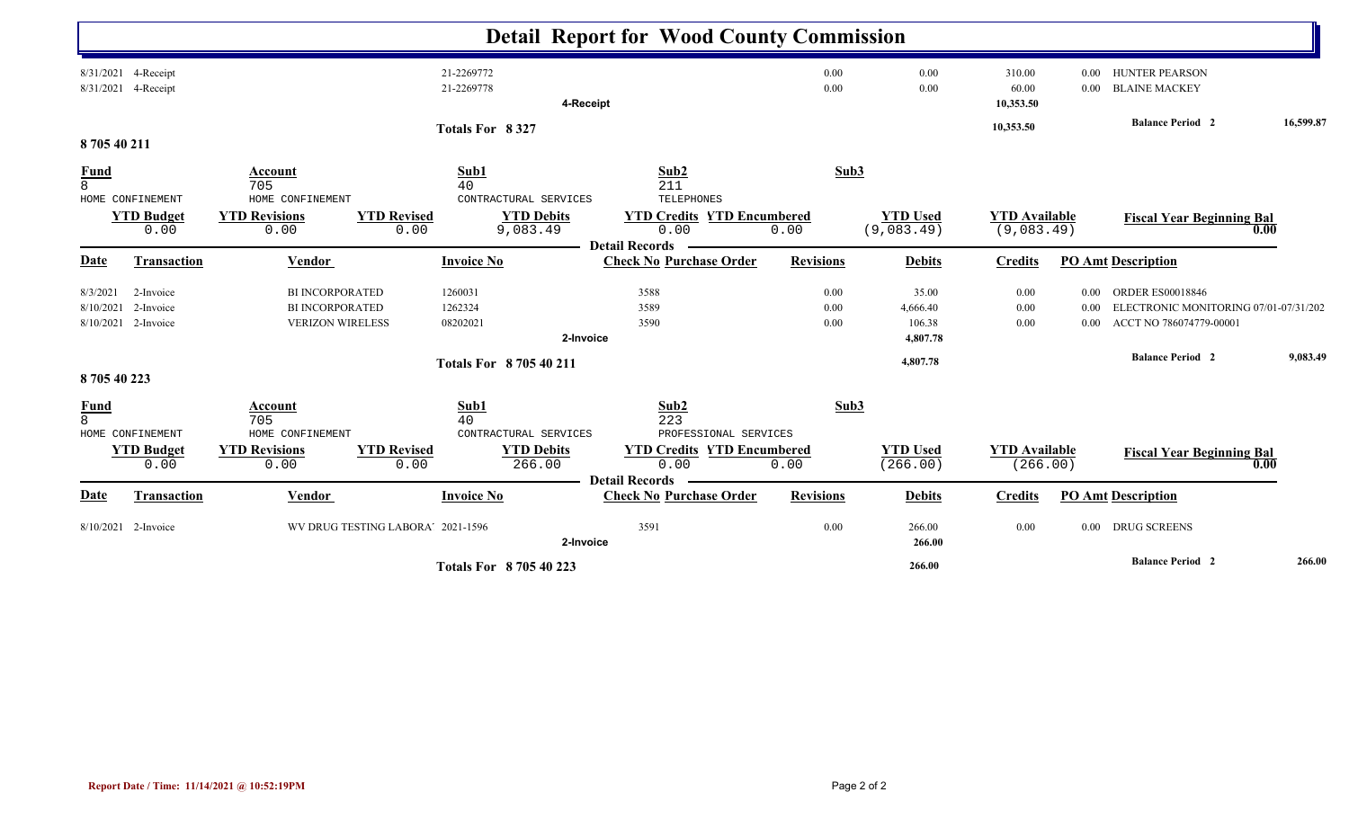# Detail Report for Wood County Commission

| Date | Transaction | Vendor | Invoice No | Check No Purchase Order | Revisions | Debits | Credits | PO Amt | Description |
|---|---|---|---|---|---|---|---|---|---|
| 8/31/2021 | 4-Receipt | | 21-2269772 | | 0.00 | 0.00 | 310.00 | 0.00 | HUNTER PEARSON |
| 8/31/2021 | 4-Receipt | | 21-2269778 | | 0.00 | 0.00 | 60.00 | 0.00 | BLAINE MACKEY |
| | | | | 4-Receipt | | | 10,353.50 | | |
| | | | Totals For 8 327 | | | | 10,353.50 | | Balance Period 2 16,599.87 |

**8 705 40 211**

| Fund | Account | Sub1 | Sub2 | Sub3 |
|---|---|---|---|---|
| 8 | 705 | 40 | 211 | |
| HOME CONFINEMENT | HOME CONFINEMENT | CONTRACTUAL SERVICES | TELEPHONES | |

| YTD Budget | YTD Revisions | YTD Revised | YTD Debits | YTD Credits | YTD Encumbered | YTD Used | YTD Available | Fiscal Year Beginning Bal |
|---|---|---|---|---|---|---|---|---|
| 0.00 | 0.00 | 0.00 | 9,083.49 | 0.00 | 0.00 | (9,083.49) | (9,083.49) | 0.00 |

Detail Records

| Date | Transaction | Vendor | Invoice No | Check No Purchase Order | Revisions | Debits | Credits | PO Amt | Description |
|---|---|---|---|---|---|---|---|---|---|
| 8/3/2021 | 2-Invoice | BI INCORPORATED | 1260031 | 3588 | 0.00 | 35.00 | 0.00 | 0.00 | ORDER ES00018846 |
| 8/10/2021 | 2-Invoice | BI INCORPORATED | 1262324 | 3589 | 0.00 | 4,666.40 | 0.00 | 0.00 | ELECTRONIC MONITORING 07/01-07/31/202 |
| 8/10/2021 | 2-Invoice | VERIZON WIRELESS | 08202021 | 3590 | 0.00 | 106.38 | 0.00 | 0.00 | ACCT NO 786074779-00001 |
| | | | | 2-Invoice | | 4,807.78 | | | |
| | | | Totals For 8 705 40 211 | | | 4,807.78 | | | Balance Period 2 9,083.49 |

**8 705 40 223**

| Fund | Account | Sub1 | Sub2 | Sub3 |
|---|---|---|---|---|
| 8 | 705 | 40 | 223 | |
| HOME CONFINEMENT | HOME CONFINEMENT | CONTRACTUAL SERVICES | PROFESSIONAL SERVICES | |

| YTD Budget | YTD Revisions | YTD Revised | YTD Debits | YTD Credits | YTD Encumbered | YTD Used | YTD Available | Fiscal Year Beginning Bal |
|---|---|---|---|---|---|---|---|---|
| 0.00 | 0.00 | 0.00 | 266.00 | 0.00 | 0.00 | (266.00) | (266.00) | 0.00 |

Detail Records

| Date | Transaction | Vendor | Invoice No | Check No Purchase Order | Revisions | Debits | Credits | PO Amt | Description |
|---|---|---|---|---|---|---|---|---|---|
| 8/10/2021 | 2-Invoice | WV DRUG TESTING LABORA' | 2021-1596 | 3591 | 0.00 | 266.00 | 0.00 | 0.00 | DRUG SCREENS |
| | | | | 2-Invoice | | 266.00 | | | |
| | | | Totals For 8 705 40 223 | | | 266.00 | | | Balance Period 2 266.00 |

Report Date / Time: 11/14/2021 @ 10:52:19PM